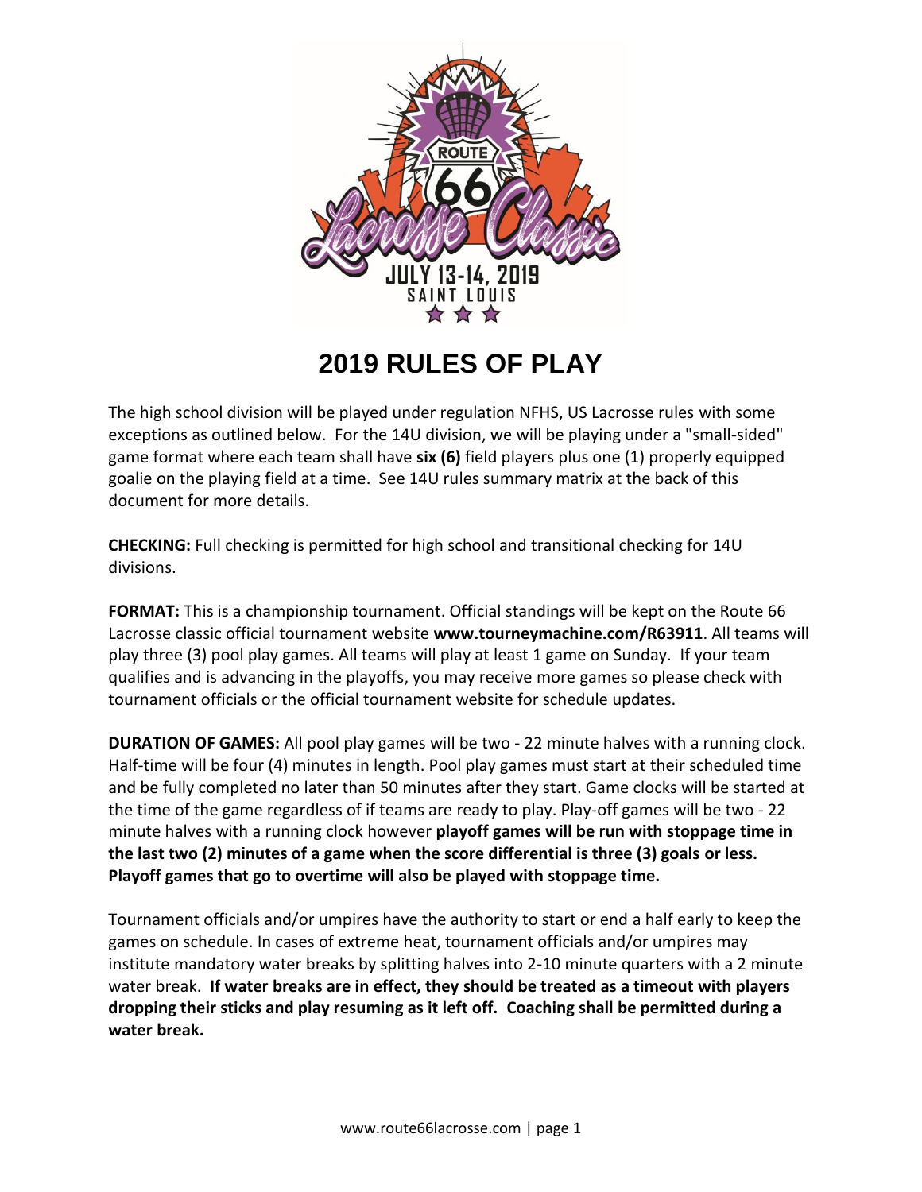# 2019 RULES OF PLAY

The high school division will be played under regulation NFHS, US Lacrosse rules with some exceptions as outlined below. For the 14U division, we will be playing under a "small-sided" game format where each team shall have **six (6)** field players plus one (1) properly equipped goalie on the playing field at a time. See 14U rules summary matrix at the back of this document for more details.

**CHECKING:** Full checking is permitted for high school and transitional checking for 14U divisions.

**FORMAT:** This is a championship tournament. Official standings will be kept on the Route 66 Lacrosse classic official tournament website **www.tourneymachine.com/R63911**. All teams will play three (3) pool play games. All teams will play at least 1 game on Sunday. If your team qualifies and is advancing in the playoffs, you may receive more games so please check with tournament officials or the official tournament website for schedule updates.

**DURATION OF GAMES:** All pool play games will be two - 22 minute halves with a running clock. Half-time will be four (4) minutes in length. Pool play games must start at their scheduled time and be fully completed no later than 50 minutes after they start. Game clocks will be started at the time of the game regardless of if teams are ready to play. Play-off games will be two - 22 minute halves with a running clock however **playoff games will be run with stoppage time in the last two (2) minutes of a game when the score differential is three (3) goals or less. Playoff games that go to overtime will also be played with stoppage time.**

Tournament officials and/or umpires have the authority to start or end a half early to keep the games on schedule. In cases of extreme heat, tournament officials and/or umpires may institute mandatory water breaks by splitting halves into 2-10 minute quarters with a 2 minute water break. **If water breaks are in effect, they should be treated as a timeout with players dropping their sticks and play resuming as it left off. Coaching shall be permitted during a water break.**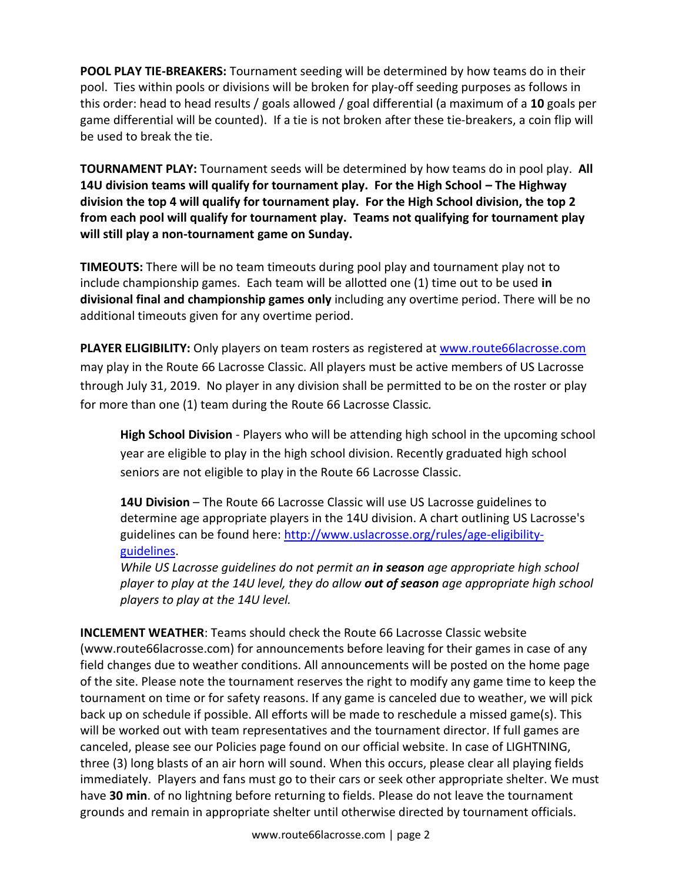**POOL PLAY TIE-BREAKERS:** Tournament seeding will be determined by how teams do in their pool. Ties within pools or divisions will be broken for play-off seeding purposes as follows in this order: head to head results / goals allowed / goal differential (a maximum of a **10** goals per game differential will be counted). If a tie is not broken after these tie-breakers, a coin flip will be used to break the tie.

**TOURNAMENT PLAY:** Tournament seeds will be determined by how teams do in pool play. **All 14U division teams will qualify for tournament play. For the High School – The Highway division the top 4 will qualify for tournament play. For the High School division, the top 2 from each pool will qualify for tournament play. Teams not qualifying for tournament play will still play a non-tournament game on Sunday.**

**TIMEOUTS:** There will be no team timeouts during pool play and tournament play not to include championship games. Each team will be allotted one (1) time out to be used **in divisional final and championship games only** including any overtime period. There will be no additional timeouts given for any overtime period.

**PLAYER ELIGIBILITY:** Only players on team rosters as registered at [www.route66lacrosse.com](www.route66lacrosse.com) may play in the Route 66 Lacrosse Classic. All players must be active members of US Lacrosse through July 31, 2019. No player in any division shall be permitted to be on the roster or play for more than one (1) team during the Route 66 Lacrosse Classic.

> **High School Division** - Players who will be attending high school in the upcoming school year are eligible to play in the high school division. Recently graduated high school seniors are not eligible to play in the Route 66 Lacrosse Classic.
>
> **14U Division** – The Route 66 Lacrosse Classic will use US Lacrosse guidelines to determine age appropriate players in the 14U division. A chart outlining US Lacrosse's guidelines can be found here: [http://www.uslacrosse.org/rules/age-eligibility-guidelines](http://www.uslacrosse.org/rules/age-eligibility-guidelines).
> *While US Lacrosse guidelines do not permit an* ***in season*** *age appropriate high school player to play at the 14U level, they do allow* ***out of season*** *age appropriate high school players to play at the 14U level.*

**INCLEMENT WEATHER**: Teams should check the Route 66 Lacrosse Classic website (www.route66lacrosse.com) for announcements before leaving for their games in case of any field changes due to weather conditions. All announcements will be posted on the home page of the site. Please note the tournament reserves the right to modify any game time to keep the tournament on time or for safety reasons. If any game is canceled due to weather, we will pick back up on schedule if possible. All efforts will be made to reschedule a missed game(s). This will be worked out with team representatives and the tournament director. If full games are canceled, please see our Policies page found on our official website. In case of LIGHTNING, three (3) long blasts of an air horn will sound. When this occurs, please clear all playing fields immediately. Players and fans must go to their cars or seek other appropriate shelter. We must have **30 min**. of no lightning before returning to fields. Please do not leave the tournament grounds and remain in appropriate shelter until otherwise directed by tournament officials.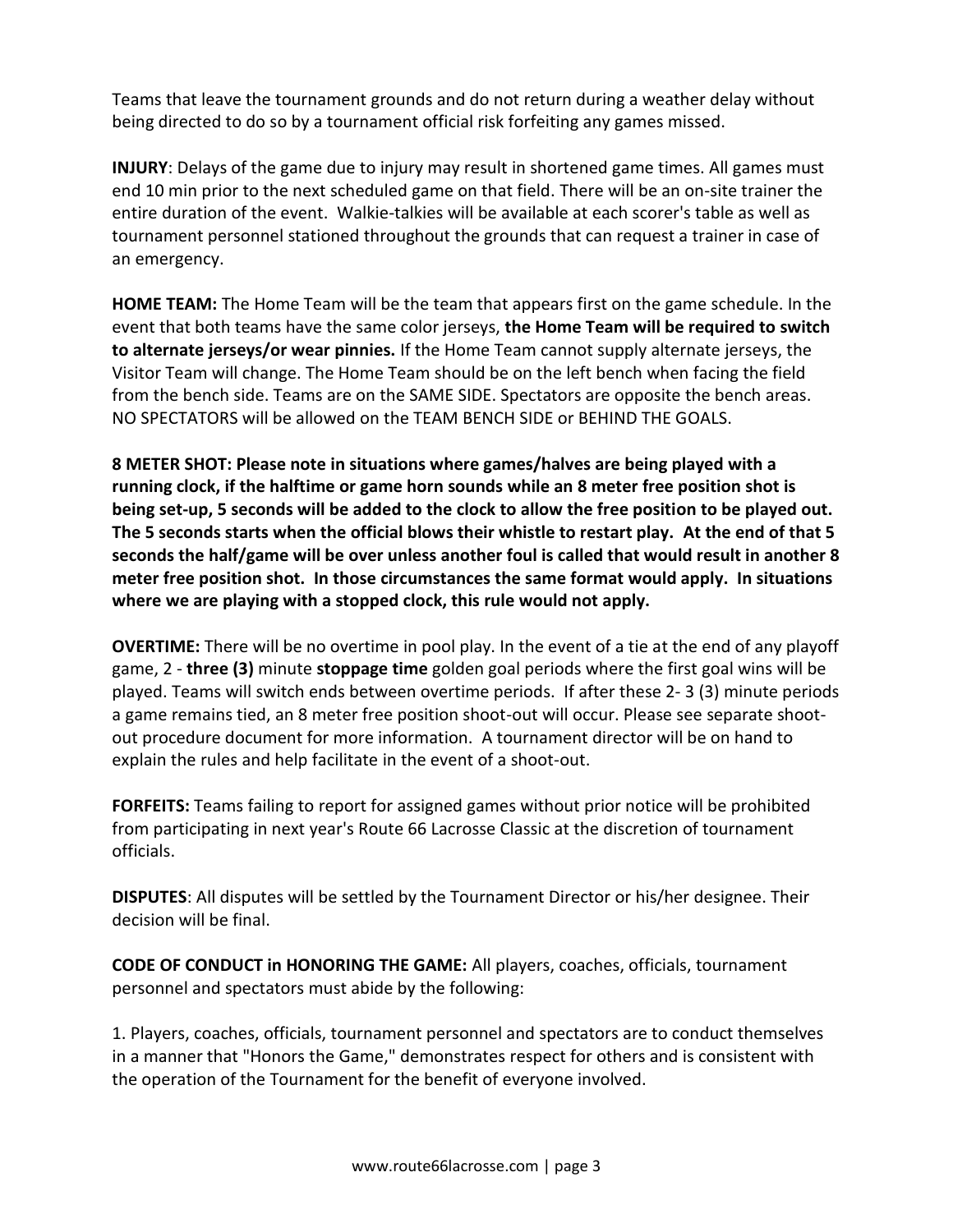Teams that leave the tournament grounds and do not return during a weather delay without being directed to do so by a tournament official risk forfeiting any games missed.

**INJURY**: Delays of the game due to injury may result in shortened game times. All games must end 10 min prior to the next scheduled game on that field. There will be an on-site trainer the entire duration of the event. Walkie-talkies will be available at each scorer's table as well as tournament personnel stationed throughout the grounds that can request a trainer in case of an emergency.

**HOME TEAM:** The Home Team will be the team that appears first on the game schedule. In the event that both teams have the same color jerseys, **the Home Team will be required to switch to alternate jerseys/or wear pinnies.** If the Home Team cannot supply alternate jerseys, the Visitor Team will change. The Home Team should be on the left bench when facing the field from the bench side. Teams are on the SAME SIDE. Spectators are opposite the bench areas. NO SPECTATORS will be allowed on the TEAM BENCH SIDE or BEHIND THE GOALS.

**8 METER SHOT: Please note in situations where games/halves are being played with a running clock, if the halftime or game horn sounds while an 8 meter free position shot is being set-up, 5 seconds will be added to the clock to allow the free position to be played out. The 5 seconds starts when the official blows their whistle to restart play. At the end of that 5 seconds the half/game will be over unless another foul is called that would result in another 8 meter free position shot. In those circumstances the same format would apply. In situations where we are playing with a stopped clock, this rule would not apply.**

**OVERTIME:** There will be no overtime in pool play. In the event of a tie at the end of any playoff game, 2 - **three (3)** minute **stoppage time** golden goal periods where the first goal wins will be played. Teams will switch ends between overtime periods. If after these 2- 3 (3) minute periods a game remains tied, an 8 meter free position shoot-out will occur. Please see separate shoot-out procedure document for more information. A tournament director will be on hand to explain the rules and help facilitate in the event of a shoot-out.

**FORFEITS:** Teams failing to report for assigned games without prior notice will be prohibited from participating in next year's Route 66 Lacrosse Classic at the discretion of tournament officials.

**DISPUTES**: All disputes will be settled by the Tournament Director or his/her designee. Their decision will be final.

**CODE OF CONDUCT in HONORING THE GAME:** All players, coaches, officials, tournament personnel and spectators must abide by the following:

1. Players, coaches, officials, tournament personnel and spectators are to conduct themselves in a manner that "Honors the Game," demonstrates respect for others and is consistent with the operation of the Tournament for the benefit of everyone involved.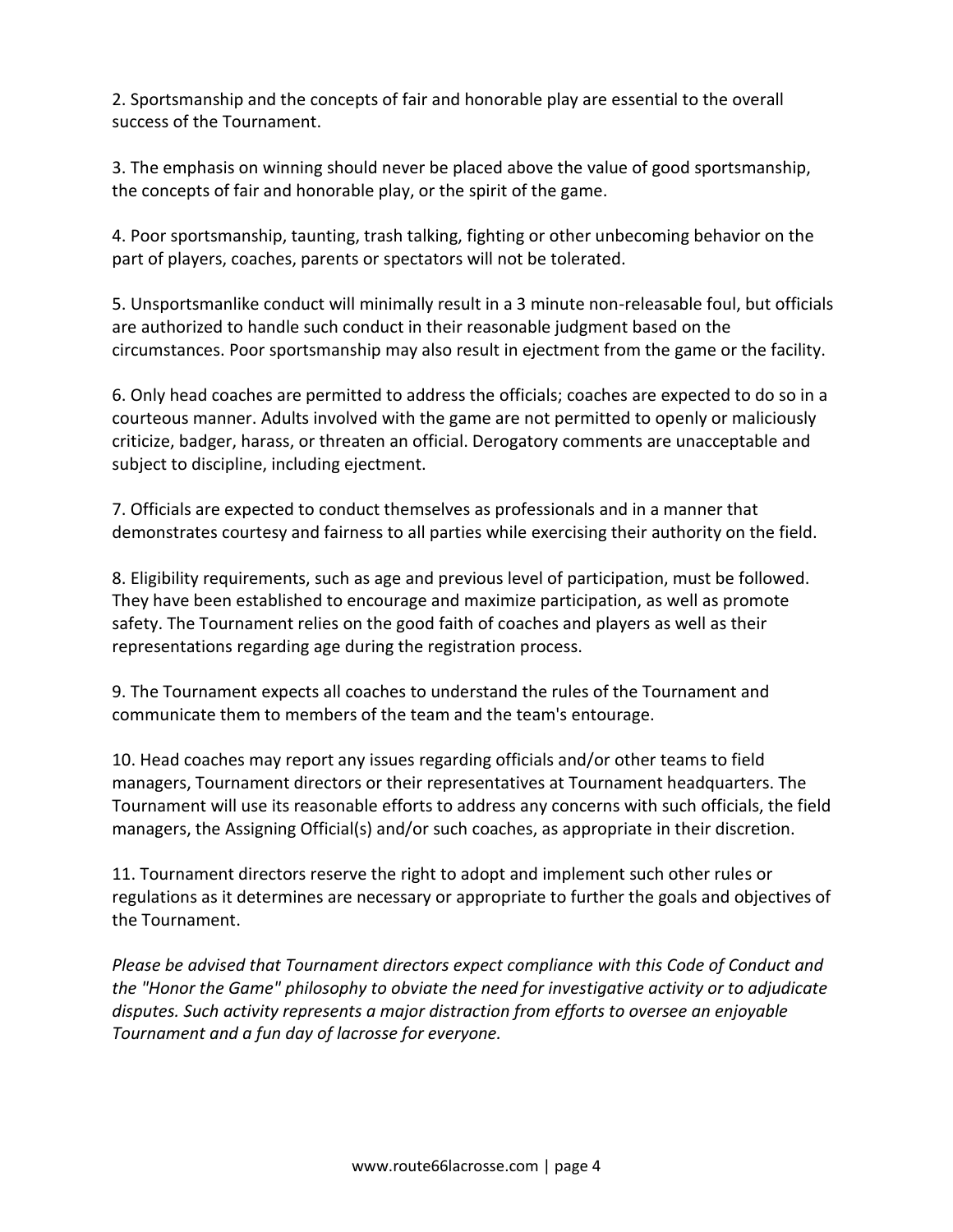2. Sportsmanship and the concepts of fair and honorable play are essential to the overall success of the Tournament.

3. The emphasis on winning should never be placed above the value of good sportsmanship, the concepts of fair and honorable play, or the spirit of the game.

4. Poor sportsmanship, taunting, trash talking, fighting or other unbecoming behavior on the part of players, coaches, parents or spectators will not be tolerated.

5. Unsportsmanlike conduct will minimally result in a 3 minute non-releasable foul, but officials are authorized to handle such conduct in their reasonable judgment based on the circumstances. Poor sportsmanship may also result in ejectment from the game or the facility.

6. Only head coaches are permitted to address the officials; coaches are expected to do so in a courteous manner. Adults involved with the game are not permitted to openly or maliciously criticize, badger, harass, or threaten an official. Derogatory comments are unacceptable and subject to discipline, including ejectment.

7. Officials are expected to conduct themselves as professionals and in a manner that demonstrates courtesy and fairness to all parties while exercising their authority on the field.

8. Eligibility requirements, such as age and previous level of participation, must be followed. They have been established to encourage and maximize participation, as well as promote safety. The Tournament relies on the good faith of coaches and players as well as their representations regarding age during the registration process.

9. The Tournament expects all coaches to understand the rules of the Tournament and communicate them to members of the team and the team's entourage.

10. Head coaches may report any issues regarding officials and/or other teams to field managers, Tournament directors or their representatives at Tournament headquarters. The Tournament will use its reasonable efforts to address any concerns with such officials, the field managers, the Assigning Official(s) and/or such coaches, as appropriate in their discretion.

11. Tournament directors reserve the right to adopt and implement such other rules or regulations as it determines are necessary or appropriate to further the goals and objectives of the Tournament.

*Please be advised that Tournament directors expect compliance with this Code of Conduct and the "Honor the Game" philosophy to obviate the need for investigative activity or to adjudicate disputes. Such activity represents a major distraction from efforts to oversee an enjoyable Tournament and a fun day of lacrosse for everyone.*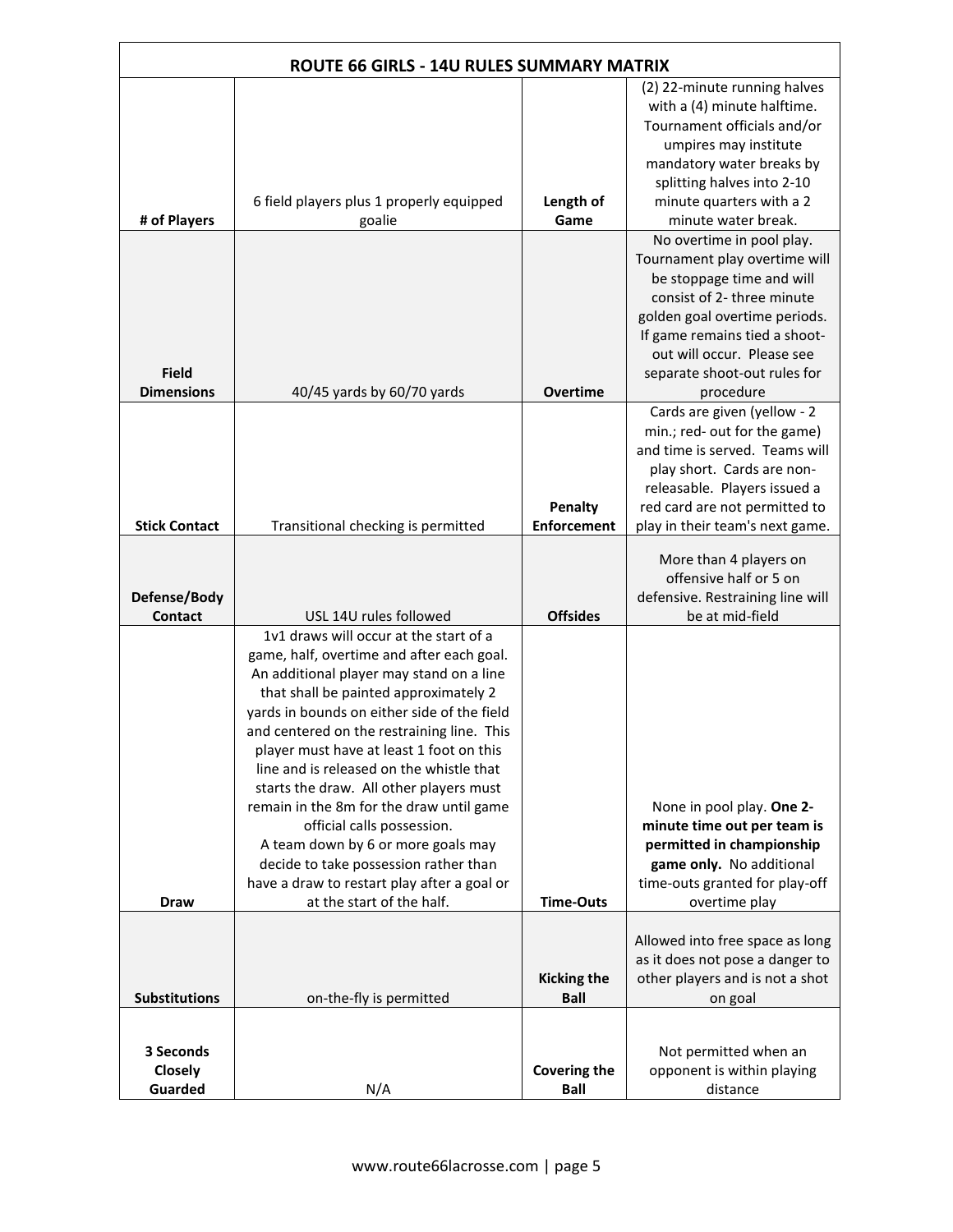| ROUTE 66 GIRLS - 14U RULES SUMMARY MATRIX | | | |
|---|---|---|---|
| **# of Players** | 6 field players plus 1 properly equipped goalie | **Length of Game** | (2) 22-minute running halves with a (4) minute halftime. Tournament officials and/or umpires may institute mandatory water breaks by splitting halves into 2-10 minute quarters with a 2 minute water break. |
| **Field Dimensions** | 40/45 yards by 60/70 yards | **Overtime** | No overtime in pool play. Tournament play overtime will be stoppage time and will consist of 2- three minute golden goal overtime periods. If game remains tied a shoot-out will occur. Please see separate shoot-out rules for procedure |
| **Stick Contact** | Transitional checking is permitted | **Penalty Enforcement** | Cards are given (yellow - 2 min.; red- out for the game) and time is served. Teams will play short. Cards are non-releasable. Players issued a red card are not permitted to play in their team's next game. |
| **Defense/Body Contact** | USL 14U rules followed | **Offsides** | More than 4 players on offensive half or 5 on defensive. Restraining line will be at mid-field |
| **Draw** | 1v1 draws will occur at the start of a game, half, overtime and after each goal. An additional player may stand on a line that shall be painted approximately 2 yards in bounds on either side of the field and centered on the restraining line. This player must have at least 1 foot on this line and is released on the whistle that starts the draw. All other players must remain in the 8m for the draw until game official calls possession. A team down by 6 or more goals may decide to take possession rather than have a draw to restart play after a goal or at the start of the half. | **Time-Outs** | None in pool play. **One 2-minute time out per team is permitted in championship game only.** No additional time-outs granted for play-off overtime play |
| **Substitutions** | on-the-fly is permitted | **Kicking the Ball** | Allowed into free space as long as it does not pose a danger to other players and is not a shot on goal |
| **3 Seconds Closely Guarded** | N/A | **Covering the Ball** | Not permitted when an opponent is within playing distance |

www.route66lacrosse.com